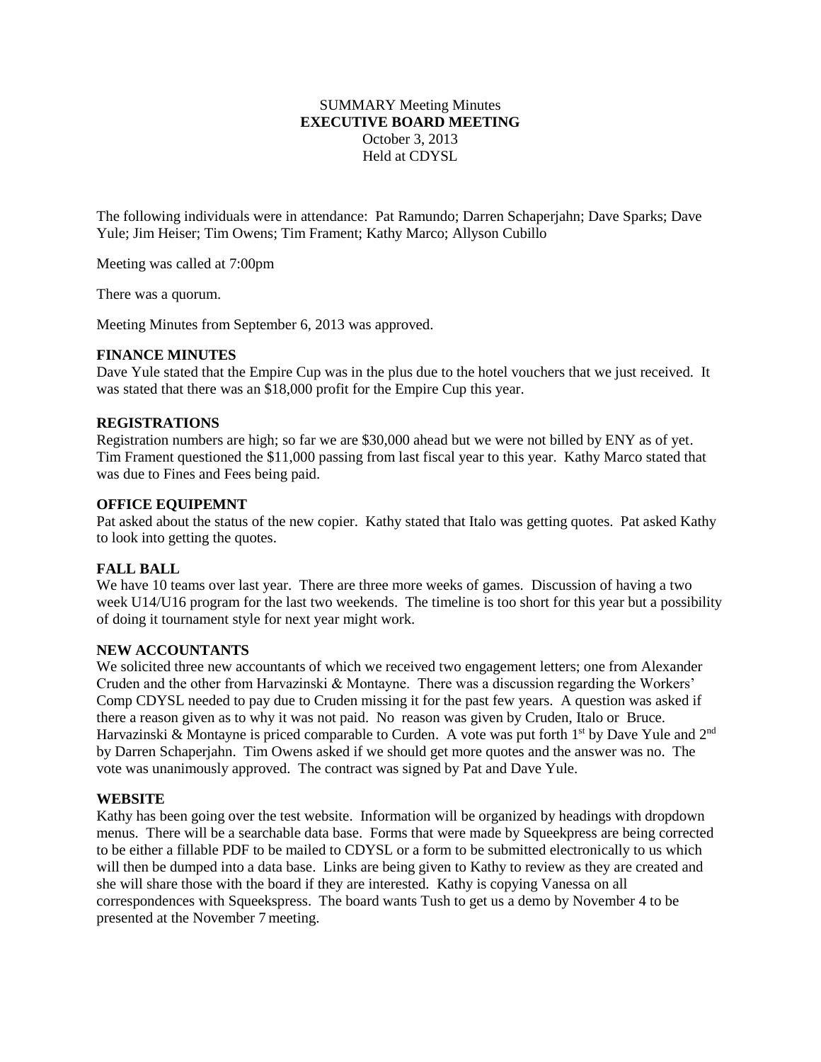SUMMARY Meeting Minutes

**EXECUTIVE BOARD MEETING**

October 3, 2013

Held at CDYSL

The following individuals were in attendance: Pat Ramundo; Darren Schaperjahn; Dave Sparks; Dave Yule; Jim Heiser; Tim Owens; Tim Frament; Kathy Marco; Allyson Cubillo

Meeting was called at 7:00pm

There was a quorum.

Meeting Minutes from September 6, 2013 was approved.

**FINANCE MINUTES**

Dave Yule stated that the Empire Cup was in the plus due to the hotel vouchers that we just received. It was stated that there was an $18,000 profit for the Empire Cup this year.

**REGISTRATIONS**

Registration numbers are high; so far we are $30,000 ahead but we were not billed by ENY as of yet. Tim Frament questioned the $11,000 passing from last fiscal year to this year. Kathy Marco stated that was due to Fines and Fees being paid.

**OFFICE EQUIPEMNT**

Pat asked about the status of the new copier. Kathy stated that Italo was getting quotes. Pat asked Kathy to look into getting the quotes.

**FALL BALL**

We have 10 teams over last year. There are three more weeks of games. Discussion of having a two week U14/U16 program for the last two weekends. The timeline is too short for this year but a possibility of doing it tournament style for next year might work.

**NEW ACCOUNTANTS**

We solicited three new accountants of which we received two engagement letters; one from Alexander Cruden and the other from Harvazinski & Montayne. There was a discussion regarding the Workers' Comp CDYSL needed to pay due to Cruden missing it for the past few years. A question was asked if there a reason given as to why it was not paid. No reason was given by Cruden, Italo or Bruce. Harvazinski & Montayne is priced comparable to Curden. A vote was put forth 1st by Dave Yule and 2nd by Darren Schaperjahn. Tim Owens asked if we should get more quotes and the answer was no. The vote was unanimously approved. The contract was signed by Pat and Dave Yule.

**WEBSITE**

Kathy has been going over the test website. Information will be organized by headings with dropdown menus. There will be a searchable data base. Forms that were made by Squeekpress are being corrected to be either a fillable PDF to be mailed to CDYSL or a form to be submitted electronically to us which will then be dumped into a data base. Links are being given to Kathy to review as they are created and she will share those with the board if they are interested. Kathy is copying Vanessa on all correspondences with Squeekspress. The board wants Tush to get us a demo by November 4 to be presented at the November 7 meeting.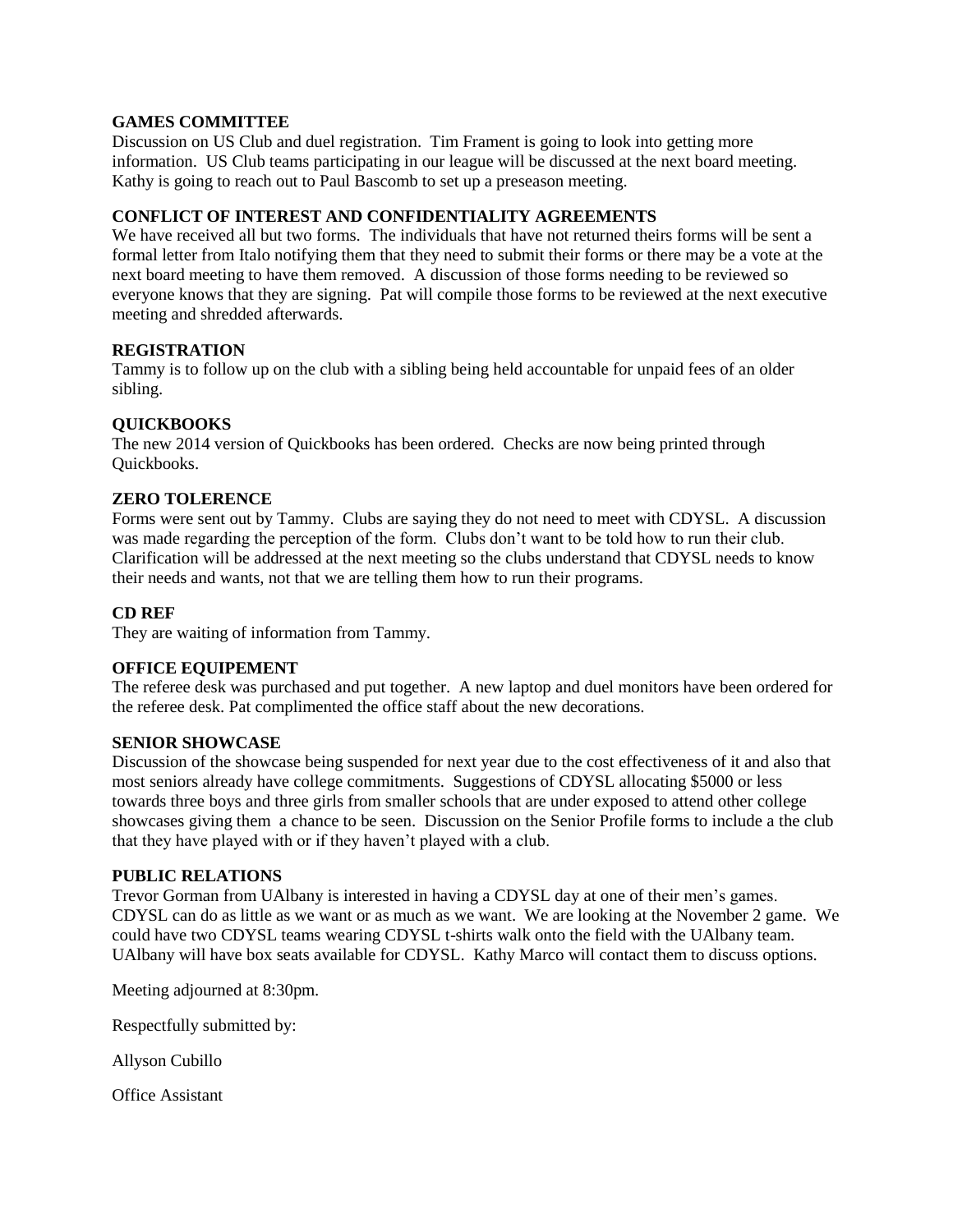**GAMES COMMITTEE**

Discussion on US Club and duel registration. Tim Frament is going to look into getting more information. US Club teams participating in our league will be discussed at the next board meeting. Kathy is going to reach out to Paul Bascomb to set up a preseason meeting.

**CONFLICT OF INTEREST AND CONFIDENTIALITY AGREEMENTS**

We have received all but two forms. The individuals that have not returned theirs forms will be sent a formal letter from Italo notifying them that they need to submit their forms or there may be a vote at the next board meeting to have them removed. A discussion of those forms needing to be reviewed so everyone knows that they are signing. Pat will compile those forms to be reviewed at the next executive meeting and shredded afterwards.

**REGISTRATION**

Tammy is to follow up on the club with a sibling being held accountable for unpaid fees of an older sibling.

**QUICKBOOKS**

The new 2014 version of Quickbooks has been ordered. Checks are now being printed through Quickbooks.

**ZERO TOLERENCE**

Forms were sent out by Tammy. Clubs are saying they do not need to meet with CDYSL. A discussion was made regarding the perception of the form. Clubs don't want to be told how to run their club. Clarification will be addressed at the next meeting so the clubs understand that CDYSL needs to know their needs and wants, not that we are telling them how to run their programs.

**CD REF**

They are waiting of information from Tammy.

**OFFICE EQUIPEMENT**

The referee desk was purchased and put together. A new laptop and duel monitors have been ordered for the referee desk. Pat complimented the office staff about the new decorations.

**SENIOR SHOWCASE**

Discussion of the showcase being suspended for next year due to the cost effectiveness of it and also that most seniors already have college commitments. Suggestions of CDYSL allocating $5000 or less towards three boys and three girls from smaller schools that are under exposed to attend other college showcases giving them a chance to be seen. Discussion on the Senior Profile forms to include a the club that they have played with or if they haven't played with a club.

**PUBLIC RELATIONS**

Trevor Gorman from UAlbany is interested in having a CDYSL day at one of their men's games. CDYSL can do as little as we want or as much as we want. We are looking at the November 2 game. We could have two CDYSL teams wearing CDYSL t-shirts walk onto the field with the UAlbany team. UAlbany will have box seats available for CDYSL. Kathy Marco will contact them to discuss options.

Meeting adjourned at 8:30pm.

Respectfully submitted by:

Allyson Cubillo

Office Assistant